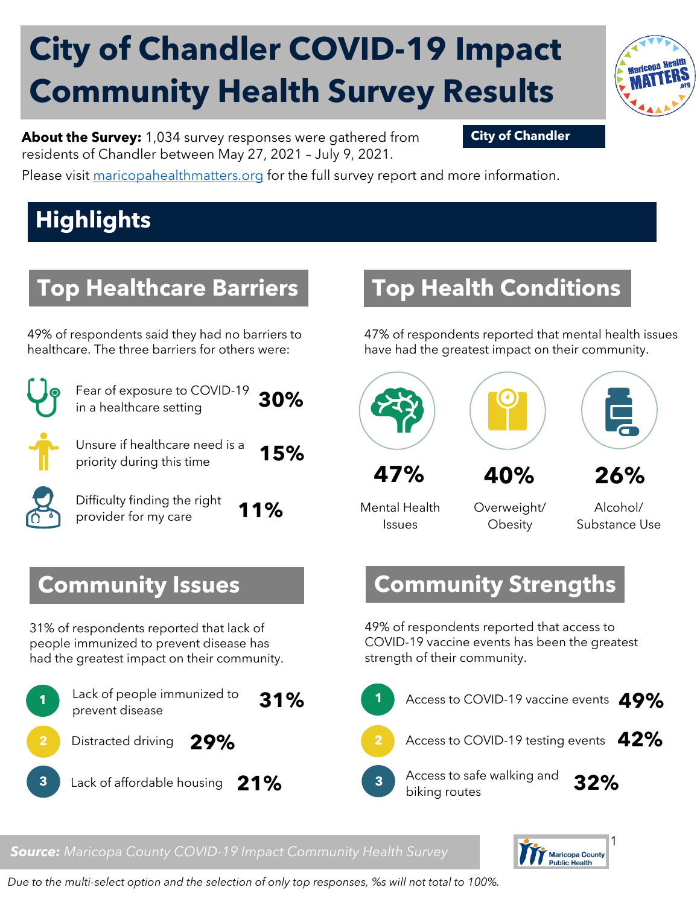# City of Chandler COVID-19 Impact Community Health Survey Results

**About the Survey:** 1,034 survey responses were gathered from residents of Chandler between May 27, 2021 – July 9, 2021.

**City of Chandler**

Please visit [maricopahealthmatters.org](https://maricopahealthmatters.org) for the full survey report and more information.

## Highlights

### Top Healthcare Barriers

49% of respondents said they had no barriers to healthcare. The three barriers for others were:

- Fear of exposure to COVID-19 in a healthcare setting **30%**
- Unsure if healthcare need is a priority during this time **15%**
- Difficulty finding the right provider for my care **11%**

### Top Health Conditions

47% of respondents reported that mental health issues have had the greatest impact on their community.

- **47%** Mental Health Issues
- **40%** Overweight/ Obesity
- **26%** Alcohol/ Substance Use

### Community Issues

31% of respondents reported that lack of people immunized to prevent disease has had the greatest impact on their community.

1. Lack of people immunized to prevent disease **31%**
2. Distracted driving **29%**
3. Lack of affordable housing **21%**

### Community Strengths

49% of respondents reported that access to COVID-19 vaccine events has been the greatest strength of their community.

1. Access to COVID-19 vaccine events **49%**
2. Access to COVID-19 testing events **42%**
3. Access to safe walking and biking routes **32%**

***Source:*** *Maricopa County COVID-19 Impact Community Health Survey*

*Due to the multi-select option and the selection of only top responses, %s will not total to 100%.*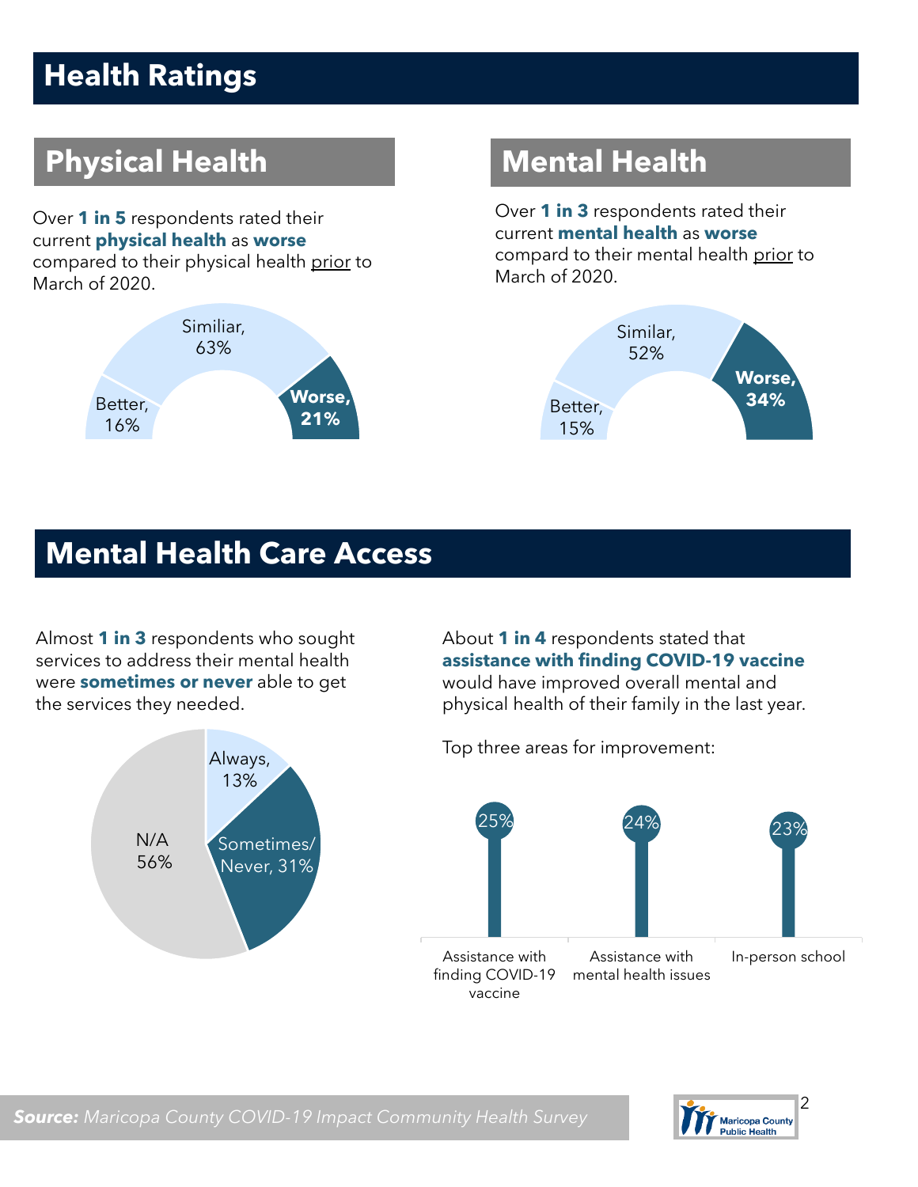# Health Ratings

## Physical Health

Over **1 in 5** respondents rated their current **physical health** as **worse** compared to their physical health prior to March of 2020.

Similiar, 63%

Better, 16%

**Worse, 21%**

## Mental Health

Over **1 in 3** respondents rated their current **mental health** as **worse** compard to their mental health prior to March of 2020.

Similar, 52%

Better, 15%

**Worse, 34%**

# Mental Health Care Access

Almost **1 in 3** respondents who sought services to address their mental health were **sometimes or never** able to get the services they needed.

Always, 13%

Sometimes/ Never, 31%

N/A 56%

About **1 in 4** respondents stated that **assistance with finding COVID-19 vaccine** would have improved overall mental and physical health of their family in the last year.

Top three areas for improvement:

| Area | Percent |
| --- | --- |
| Assistance with finding COVID-19 vaccine | 25% |
| Assistance with mental health issues | 24% |
| In-person school | 23% |

***Source:*** *Maricopa County COVID-19 Impact Community Health Survey*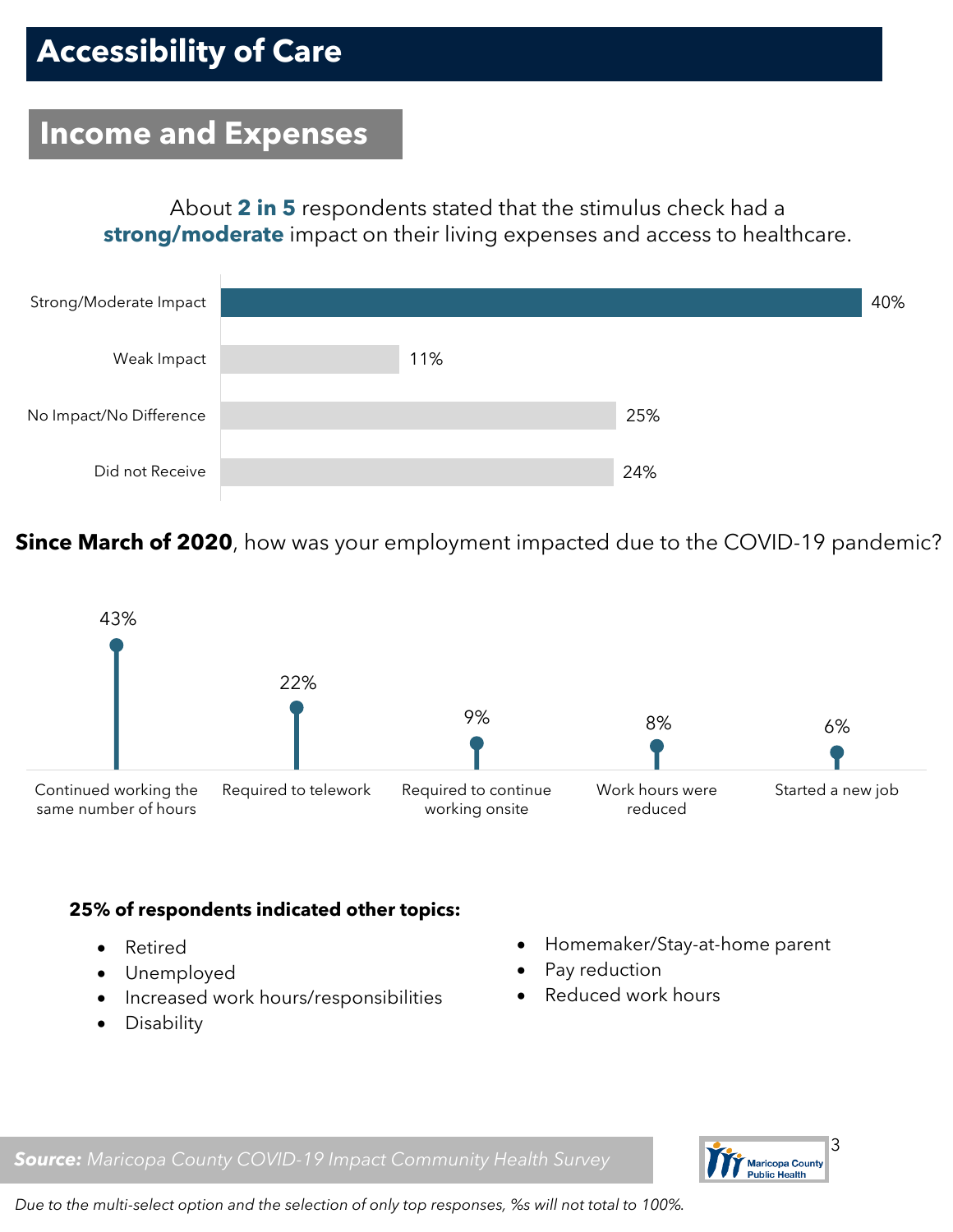# Accessibility of Care

## Income and Expenses

About **2 in 5** respondents stated that the stimulus check had a **strong/moderate** impact on their living expenses and access to healthcare.

| Response | Percent |
|---|---|
| Strong/Moderate Impact | 40% |
| Weak Impact | 11% |
| No Impact/No Difference | 25% |
| Did not Receive | 24% |

**Since March of 2020**, how was your employment impacted due to the COVID-19 pandemic?

| Response | Percent |
|---|---|
| Continued working the same number of hours | 43% |
| Required to telework | 22% |
| Required to continue working onsite | 9% |
| Work hours were reduced | 8% |
| Started a new job | 6% |

**25% of respondents indicated other topics:**

- Retired
- Unemployed
- Increased work hours/responsibilities
- Disability
- Homemaker/Stay-at-home parent
- Pay reduction
- Reduced work hours

***Source:*** *Maricopa County COVID-19 Impact Community Health Survey*

*Due to the multi-select option and the selection of only top responses, %s will not total to 100%.*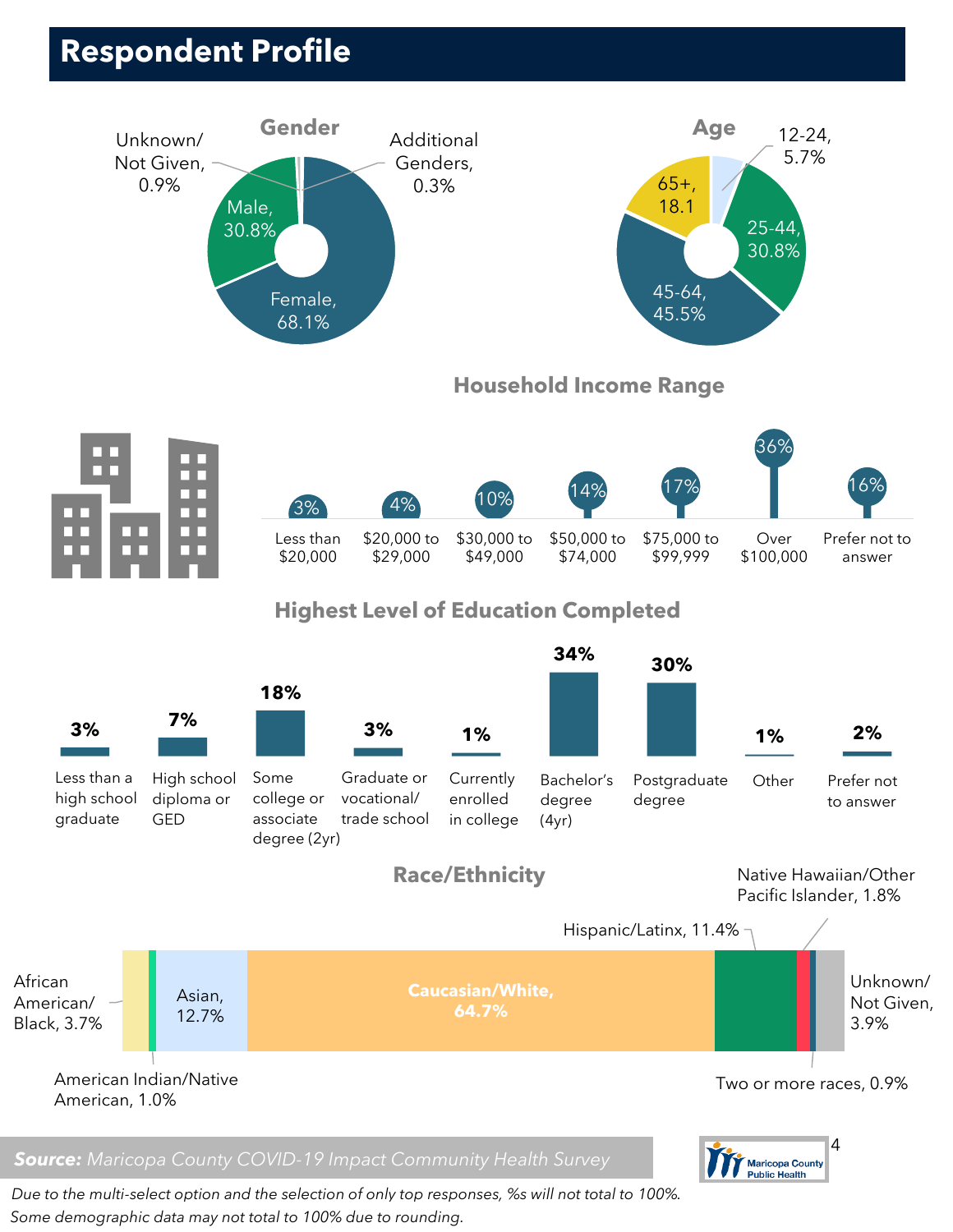# Respondent Profile

## Gender

Unknown/ Not Given, 0.9%

Additional Genders, 0.3%

Male, 30.8%

Female, 68.1%

## Age

12-24, 5.7%

65+, 18.1

25-44, 30.8%

45-64, 45.5%

## Household Income Range

3% Less than $20,000

4% $20,000 to $29,000

10% $30,000 to $49,000

14% $50,000 to $74,000

17% $75,000 to $99,999

36% Over $100,000

16% Prefer not to answer

## Highest Level of Education Completed

3% Less than a high school graduate

7% High school diploma or GED

18% Some college or associate degree (2yr)

3% Graduate or vocational/ trade school

1% Currently enrolled in college

34% Bachelor's degree (4yr)

30% Postgraduate degree

1% Other

2% Prefer not to answer

## Race/Ethnicity

African American/ Black, 3.7%

American Indian/Native American, 1.0%

Asian, 12.7%

Caucasian/White, 64.7%

Hispanic/Latinx, 11.4%

Native Hawaiian/Other Pacific Islander, 1.8%

Two or more races, 0.9%

Unknown/ Not Given, 3.9%

***Source:*** *Maricopa County COVID-19 Impact Community Health Survey*

Maricopa County Public Health

*Due to the multi-select option and the selection of only top responses, %s will not total to 100%.*
*Some demographic data may not total to 100% due to rounding.*